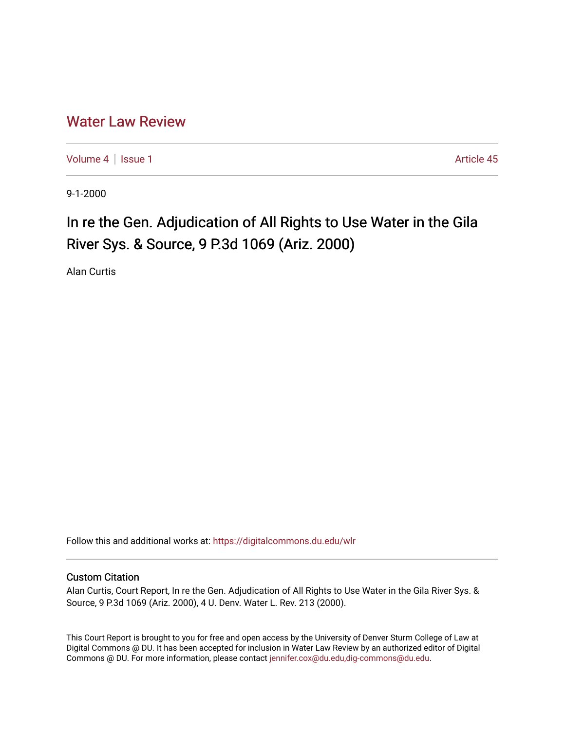# Water Law Review

Volume 4 | Issue 1 Article 45

9-1-2000

## In re the Gen. Adjudication of All Rights to Use Water in the Gila River Sys. & Source, 9 P.3d 1069 (Ariz. 2000)

Alan Curtis

Follow this and additional works at: https://digitalcommons.du.edu/wlr

### Custom Citation

Alan Curtis, Court Report, In re the Gen. Adjudication of All Rights to Use Water in the Gila River Sys. & Source, 9 P.3d 1069 (Ariz. 2000), 4 U. Denv. Water L. Rev. 213 (2000).

This Court Report is brought to you for free and open access by the University of Denver Sturm College of Law at Digital Commons @ DU. It has been accepted for inclusion in Water Law Review by an authorized editor of Digital Commons @ DU. For more information, please contact jennifer.cox@du.edu,dig-commons@du.edu.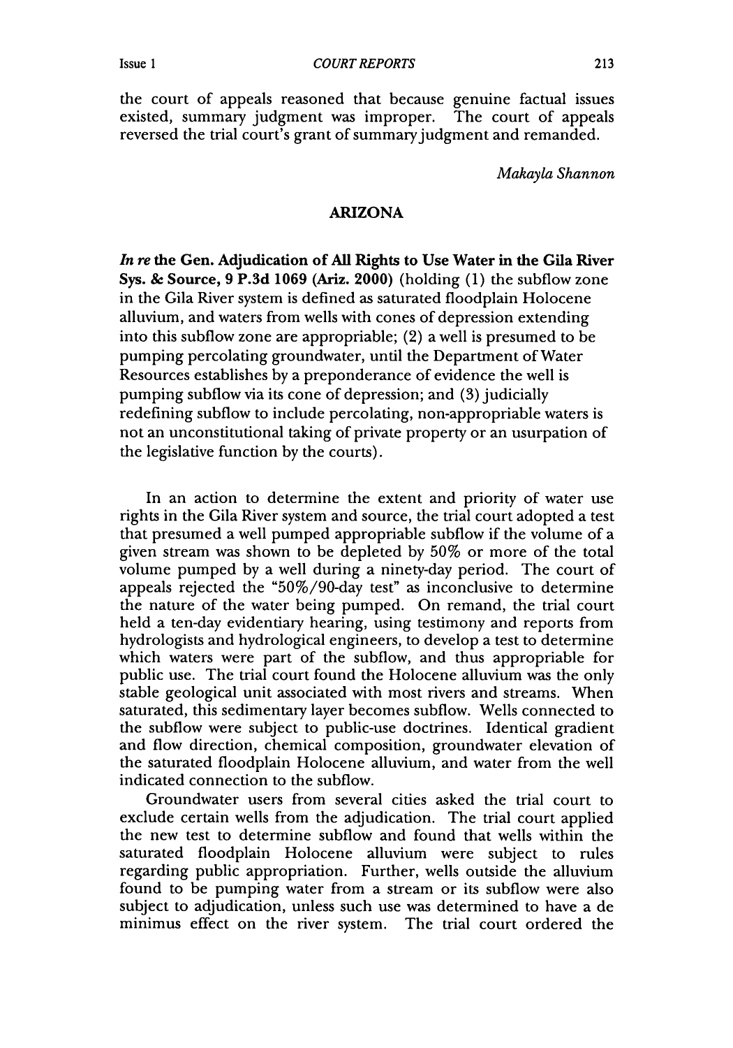the court of appeals reasoned that because genuine factual issues existed, summary judgment was improper. The court of appeals reversed the trial court's grant of summary judgment and remanded.

*Makayla Shannon*

## ARIZONA

***In re* the Gen. Adjudication of All Rights to Use Water in the Gila River Sys. & Source, 9 P.3d 1069 (Ariz. 2000)** (holding (1) the subflow zone in the Gila River system is defined as saturated floodplain Holocene alluvium, and waters from wells with cones of depression extending into this subflow zone are appropriable; (2) a well is presumed to be pumping percolating groundwater, until the Department of Water Resources establishes by a preponderance of evidence the well is pumping subflow via its cone of depression; and (3) judicially redefining subflow to include percolating, non-appropriable waters is not an unconstitutional taking of private property or an usurpation of the legislative function by the courts).

In an action to determine the extent and priority of water use rights in the Gila River system and source, the trial court adopted a test that presumed a well pumped appropriable subflow if the volume of a given stream was shown to be depleted by 50% or more of the total volume pumped by a well during a ninety-day period. The court of appeals rejected the "50%/90-day test" as inconclusive to determine the nature of the water being pumped. On remand, the trial court held a ten-day evidentiary hearing, using testimony and reports from hydrologists and hydrological engineers, to develop a test to determine which waters were part of the subflow, and thus appropriable for public use. The trial court found the Holocene alluvium was the only stable geological unit associated with most rivers and streams. When saturated, this sedimentary layer becomes subflow. Wells connected to the subflow were subject to public-use doctrines. Identical gradient and flow direction, chemical composition, groundwater elevation of the saturated floodplain Holocene alluvium, and water from the well indicated connection to the subflow.

Groundwater users from several cities asked the trial court to exclude certain wells from the adjudication. The trial court applied the new test to determine subflow and found that wells within the saturated floodplain Holocene alluvium were subject to rules regarding public appropriation. Further, wells outside the alluvium found to be pumping water from a stream or its subflow were also subject to adjudication, unless such use was determined to have a de minimus effect on the river system. The trial court ordered the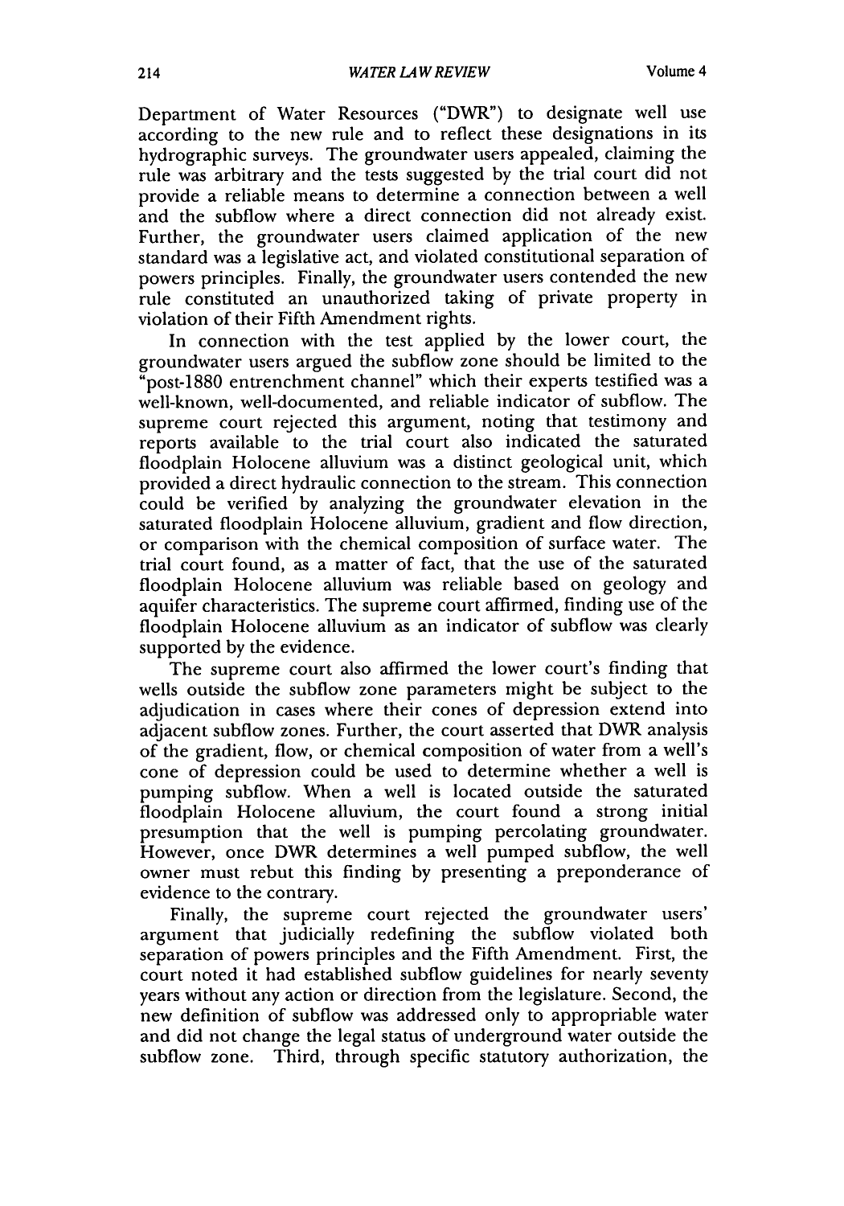Department of Water Resources ("DWR") to designate well use according to the new rule and to reflect these designations in its hydrographic surveys. The groundwater users appealed, claiming the rule was arbitrary and the tests suggested by the trial court did not provide a reliable means to determine a connection between a well and the subflow where a direct connection did not already exist. Further, the groundwater users claimed application of the new standard was a legislative act, and violated constitutional separation of powers principles. Finally, the groundwater users contended the new rule constituted an unauthorized taking of private property in violation of their Fifth Amendment rights.

In connection with the test applied by the lower court, the groundwater users argued the subflow zone should be limited to the "post-1880 entrenchment channel" which their experts testified was a well-known, well-documented, and reliable indicator of subflow. The supreme court rejected this argument, noting that testimony and reports available to the trial court also indicated the saturated floodplain Holocene alluvium was a distinct geological unit, which provided a direct hydraulic connection to the stream. This connection could be verified by analyzing the groundwater elevation in the saturated floodplain Holocene alluvium, gradient and flow direction, or comparison with the chemical composition of surface water. The trial court found, as a matter of fact, that the use of the saturated floodplain Holocene alluvium was reliable based on geology and aquifer characteristics. The supreme court affirmed, finding use of the floodplain Holocene alluvium as an indicator of subflow was clearly supported by the evidence.

The supreme court also affirmed the lower court's finding that wells outside the subflow zone parameters might be subject to the adjudication in cases where their cones of depression extend into adjacent subflow zones. Further, the court asserted that DWR analysis of the gradient, flow, or chemical composition of water from a well's cone of depression could be used to determine whether a well is pumping subflow. When a well is located outside the saturated floodplain Holocene alluvium, the court found a strong initial presumption that the well is pumping percolating groundwater. However, once DWR determines a well pumped subflow, the well owner must rebut this finding by presenting a preponderance of evidence to the contrary.

Finally, the supreme court rejected the groundwater users' argument that judicially redefining the subflow violated both separation of powers principles and the Fifth Amendment. First, the court noted it had established subflow guidelines for nearly seventy years without any action or direction from the legislature. Second, the new definition of subflow was addressed only to appropriable water and did not change the legal status of underground water outside the subflow zone. Third, through specific statutory authorization, the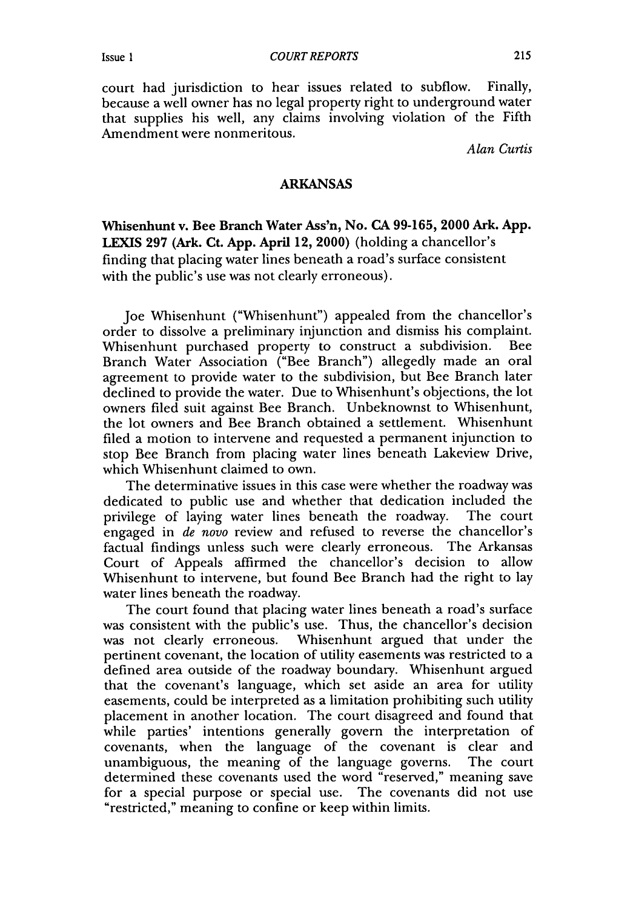court had jurisdiction to hear issues related to subflow. Finally, because a well owner has no legal property right to underground water that supplies his well, any claims involving violation of the Fifth Amendment were nonmeritous.

*Alan Curtis*

## ARKANSAS

**Whisenhunt v. Bee Branch Water Ass'n, No. CA 99-165, 2000 Ark. App. LEXIS 297 (Ark. Ct. App. April 12, 2000)** (holding a chancellor's finding that placing water lines beneath a road's surface consistent with the public's use was not clearly erroneous).

Joe Whisenhunt ("Whisenhunt") appealed from the chancellor's order to dissolve a preliminary injunction and dismiss his complaint. Whisenhunt purchased property to construct a subdivision. Bee Branch Water Association ("Bee Branch") allegedly made an oral agreement to provide water to the subdivision, but Bee Branch later declined to provide the water. Due to Whisenhunt's objections, the lot owners filed suit against Bee Branch. Unbeknownst to Whisenhunt, the lot owners and Bee Branch obtained a settlement. Whisenhunt filed a motion to intervene and requested a permanent injunction to stop Bee Branch from placing water lines beneath Lakeview Drive, which Whisenhunt claimed to own.

The determinative issues in this case were whether the roadway was dedicated to public use and whether that dedication included the privilege of laying water lines beneath the roadway. The court engaged in *de novo* review and refused to reverse the chancellor's factual findings unless such were clearly erroneous. The Arkansas Court of Appeals affirmed the chancellor's decision to allow Whisenhunt to intervene, but found Bee Branch had the right to lay water lines beneath the roadway.

The court found that placing water lines beneath a road's surface was consistent with the public's use. Thus, the chancellor's decision was not clearly erroneous. Whisenhunt argued that under the pertinent covenant, the location of utility easements was restricted to a defined area outside of the roadway boundary. Whisenhunt argued that the covenant's language, which set aside an area for utility easements, could be interpreted as a limitation prohibiting such utility placement in another location. The court disagreed and found that while parties' intentions generally govern the interpretation of covenants, when the language of the covenant is clear and unambiguous, the meaning of the language governs. The court determined these covenants used the word "reserved," meaning save for a special purpose or special use. The covenants did not use "restricted," meaning to confine or keep within limits.